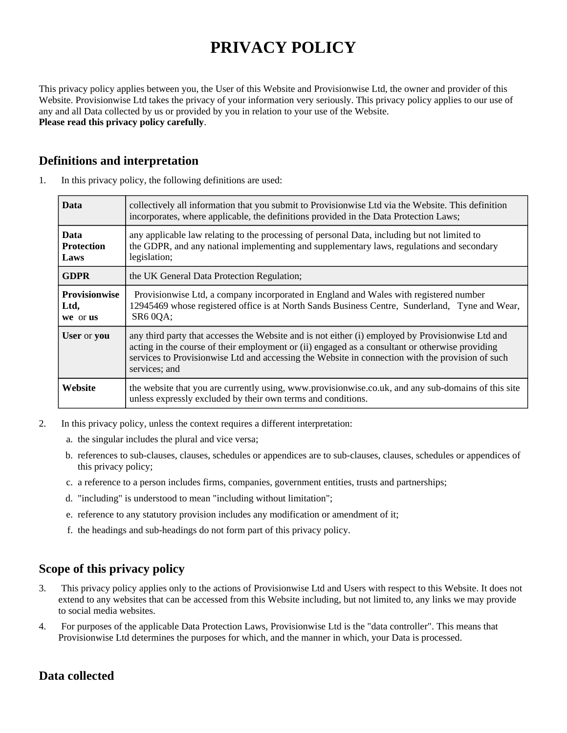# PRIVACY POLICY

This privacy policy applies between you, the User of this Website and Provisionwise Ltd, the owner and provider of this Website. Provisionwise Ltd takes the privacy of your information very seriously. This privacy policy applies to our use of any and all Data collected by us or provided by you in relation to your use of the Website.
**Please read this privacy policy carefully**.

## Definitions and interpretation

1. In this privacy policy, the following definitions are used:

| | |
|---|---|
| **Data** | collectively all information that you submit to Provisionwise Ltd via the Website. This definition incorporates, where applicable, the definitions provided in the Data Protection Laws; |
| **Data Protection Laws** | any applicable law relating to the processing of personal Data, including but not limited to the GDPR, and any national implementing and supplementary laws, regulations and secondary legislation; |
| **GDPR** | the UK General Data Protection Regulation; |
| **Provisionwise Ltd, we** or **us** | Provisionwise Ltd, a company incorporated in England and Wales with registered number 12945469 whose registered office is at North Sands Business Centre, Sunderland, Tyne and Wear, SR6 0QA; |
| **User** or **you** | any third party that accesses the Website and is not either (i) employed by Provisionwise Ltd and acting in the course of their employment or (ii) engaged as a consultant or otherwise providing services to Provisionwise Ltd and accessing the Website in connection with the provision of such services; and |
| **Website** | the website that you are currently using, www.provisionwise.co.uk, and any sub-domains of this site unless expressly excluded by their own terms and conditions. |

2. In this privacy policy, unless the context requires a different interpretation:
   a. the singular includes the plural and vice versa;
   b. references to sub-clauses, clauses, schedules or appendices are to sub-clauses, clauses, schedules or appendices of this privacy policy;
   c. a reference to a person includes firms, companies, government entities, trusts and partnerships;
   d. "including" is understood to mean "including without limitation";
   e. reference to any statutory provision includes any modification or amendment of it;
   f. the headings and sub-headings do not form part of this privacy policy.

## Scope of this privacy policy

3. This privacy policy applies only to the actions of Provisionwise Ltd and Users with respect to this Website. It does not extend to any websites that can be accessed from this Website including, but not limited to, any links we may provide to social media websites.
4. For purposes of the applicable Data Protection Laws, Provisionwise Ltd is the "data controller". This means that Provisionwise Ltd determines the purposes for which, and the manner in which, your Data is processed.

## Data collected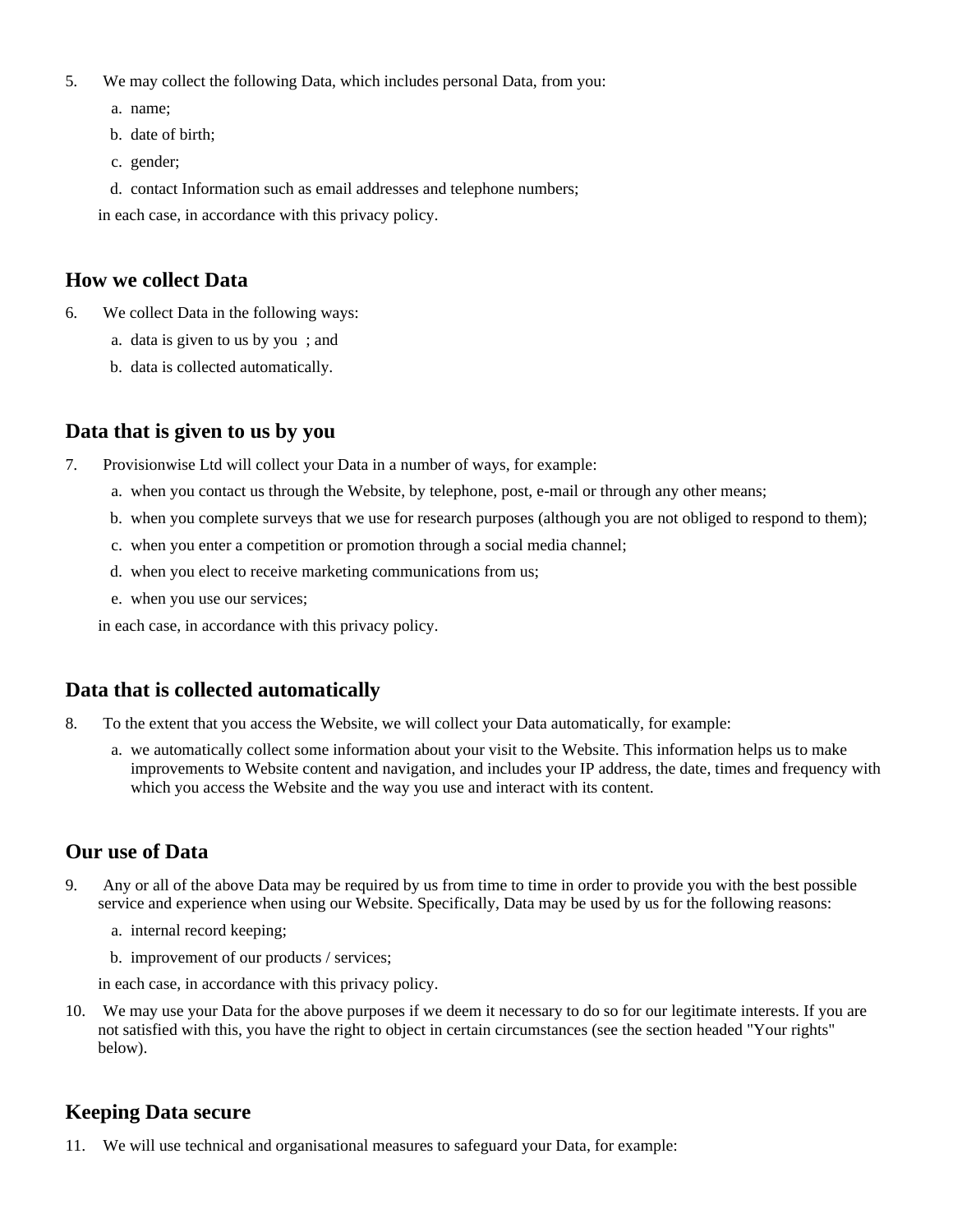5. We may collect the following Data, which includes personal Data, from you:
   a. name;
   b. date of birth;
   c. gender;
   d. contact Information such as email addresses and telephone numbers;

   in each case, in accordance with this privacy policy.

## How we collect Data

6. We collect Data in the following ways:
   a. data is given to us by you ; and
   b. data is collected automatically.

## Data that is given to us by you

7. Provisionwise Ltd will collect your Data in a number of ways, for example:
   a. when you contact us through the Website, by telephone, post, e-mail or through any other means;
   b. when you complete surveys that we use for research purposes (although you are not obliged to respond to them);
   c. when you enter a competition or promotion through a social media channel;
   d. when you elect to receive marketing communications from us;
   e. when you use our services;

   in each case, in accordance with this privacy policy.

## Data that is collected automatically

8. To the extent that you access the Website, we will collect your Data automatically, for example:
   a. we automatically collect some information about your visit to the Website. This information helps us to make improvements to Website content and navigation, and includes your IP address, the date, times and frequency with which you access the Website and the way you use and interact with its content.

## Our use of Data

9. Any or all of the above Data may be required by us from time to time in order to provide you with the best possible service and experience when using our Website. Specifically, Data may be used by us for the following reasons:
   a. internal record keeping;
   b. improvement of our products / services;

   in each case, in accordance with this privacy policy.
10. We may use your Data for the above purposes if we deem it necessary to do so for our legitimate interests. If you are not satisfied with this, you have the right to object in certain circumstances (see the section headed "Your rights" below).

## Keeping Data secure

11. We will use technical and organisational measures to safeguard your Data, for example: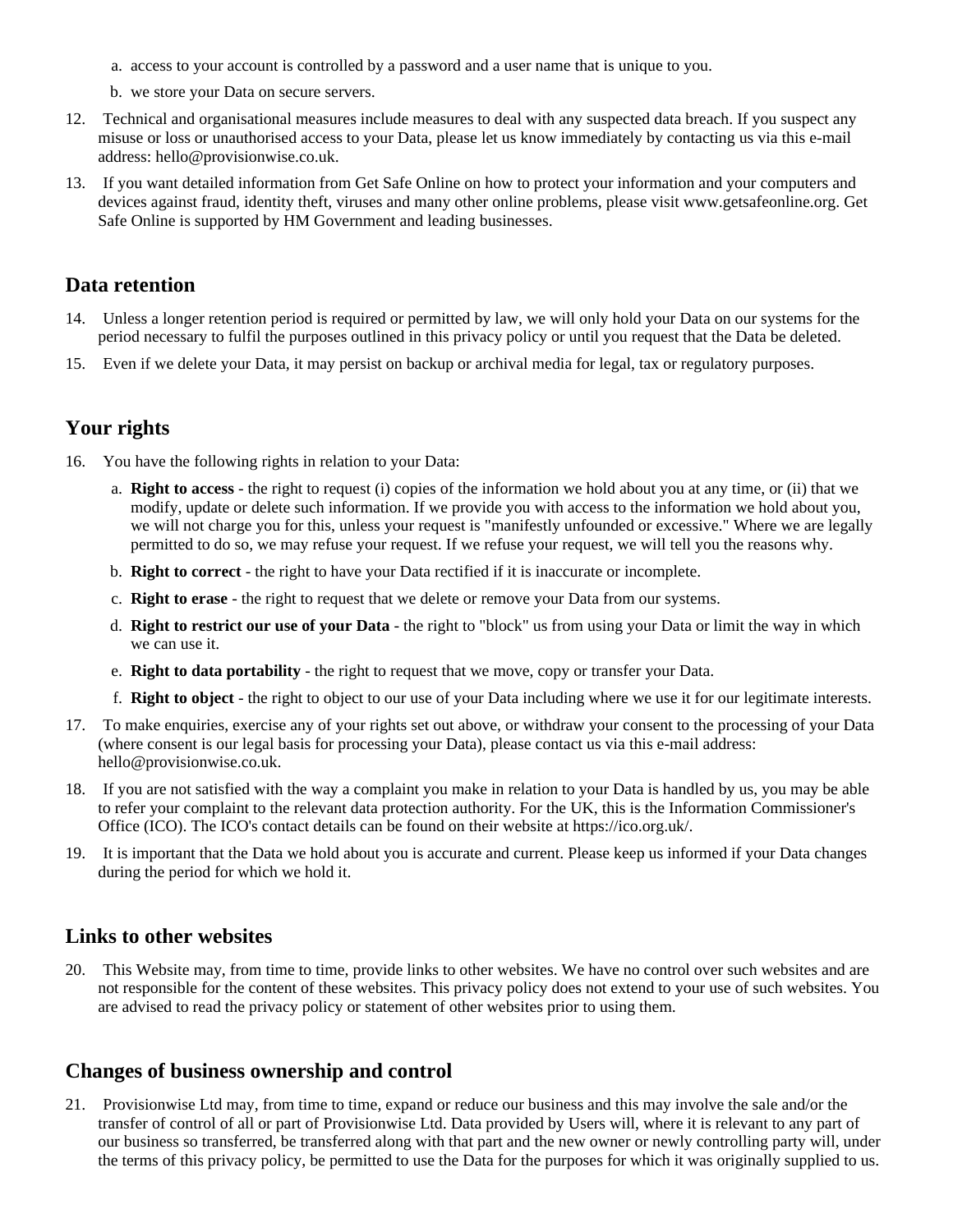a. access to your account is controlled by a password and a user name that is unique to you.
b. we store your Data on secure servers.

12. Technical and organisational measures include measures to deal with any suspected data breach. If you suspect any misuse or loss or unauthorised access to your Data, please let us know immediately by contacting us via this e-mail address: hello@provisionwise.co.uk.

13. If you want detailed information from Get Safe Online on how to protect your information and your computers and devices against fraud, identity theft, viruses and many other online problems, please visit www.getsafeonline.org. Get Safe Online is supported by HM Government and leading businesses.

## Data retention

14. Unless a longer retention period is required or permitted by law, we will only hold your Data on our systems for the period necessary to fulfil the purposes outlined in this privacy policy or until you request that the Data be deleted.

15. Even if we delete your Data, it may persist on backup or archival media for legal, tax or regulatory purposes.

## Your rights

16. You have the following rights in relation to your Data:

    a. **Right to access** - the right to request (i) copies of the information we hold about you at any time, or (ii) that we modify, update or delete such information. If we provide you with access to the information we hold about you, we will not charge you for this, unless your request is "manifestly unfounded or excessive." Where we are legally permitted to do so, we may refuse your request. If we refuse your request, we will tell you the reasons why.

    b. **Right to correct** - the right to have your Data rectified if it is inaccurate or incomplete.

    c. **Right to erase** - the right to request that we delete or remove your Data from our systems.

    d. **Right to restrict our use of your Data** - the right to "block" us from using your Data or limit the way in which we can use it.

    e. **Right to data portability** - the right to request that we move, copy or transfer your Data.

    f. **Right to object** - the right to object to our use of your Data including where we use it for our legitimate interests.

17. To make enquiries, exercise any of your rights set out above, or withdraw your consent to the processing of your Data (where consent is our legal basis for processing your Data), please contact us via this e-mail address: hello@provisionwise.co.uk.

18. If you are not satisfied with the way a complaint you make in relation to your Data is handled by us, you may be able to refer your complaint to the relevant data protection authority. For the UK, this is the Information Commissioner's Office (ICO). The ICO's contact details can be found on their website at https://ico.org.uk/.

19. It is important that the Data we hold about you is accurate and current. Please keep us informed if your Data changes during the period for which we hold it.

## Links to other websites

20. This Website may, from time to time, provide links to other websites. We have no control over such websites and are not responsible for the content of these websites. This privacy policy does not extend to your use of such websites. You are advised to read the privacy policy or statement of other websites prior to using them.

## Changes of business ownership and control

21. Provisionwise Ltd may, from time to time, expand or reduce our business and this may involve the sale and/or the transfer of control of all or part of Provisionwise Ltd. Data provided by Users will, where it is relevant to any part of our business so transferred, be transferred along with that part and the new owner or newly controlling party will, under the terms of this privacy policy, be permitted to use the Data for the purposes for which it was originally supplied to us.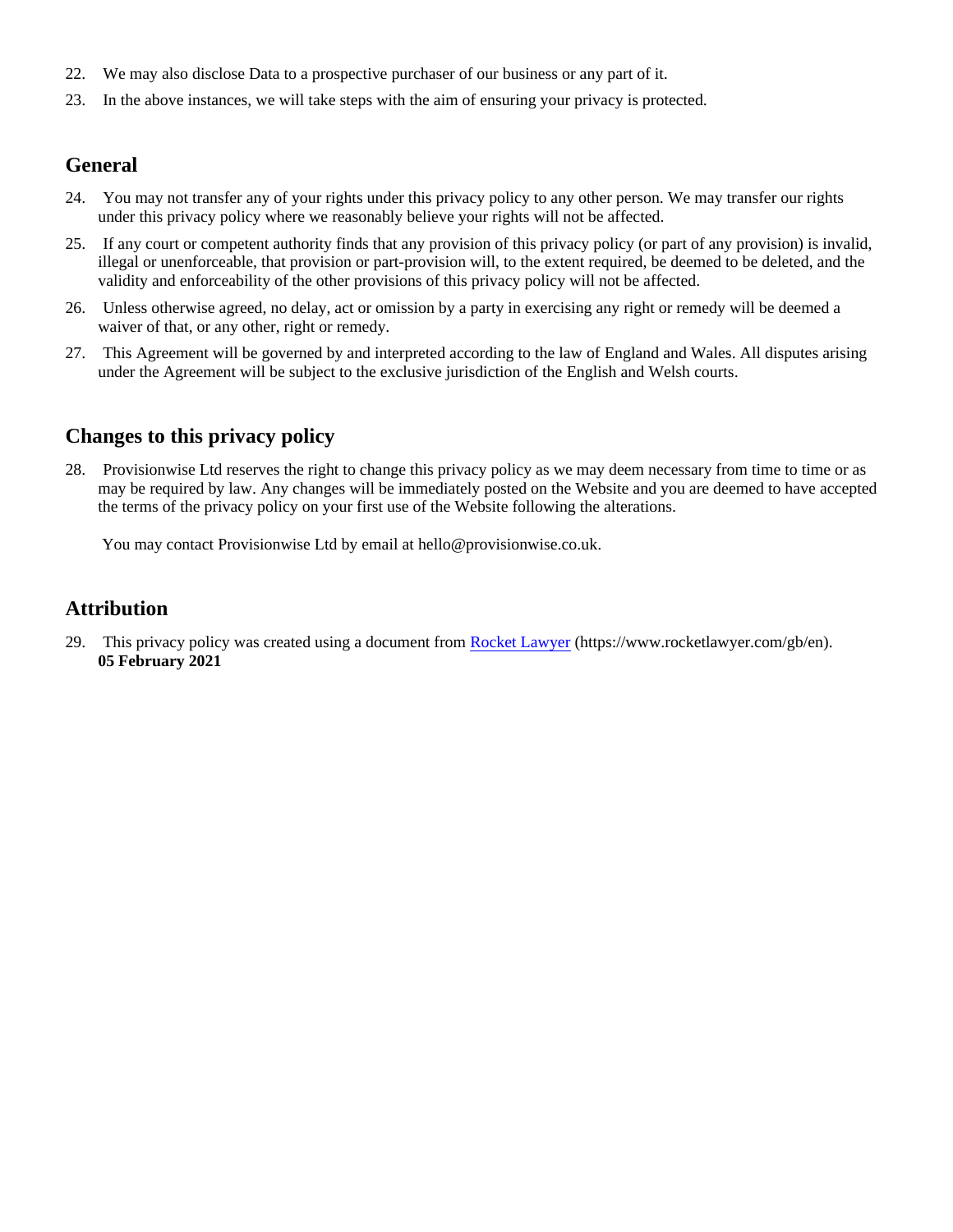22. We may also disclose Data to a prospective purchaser of our business or any part of it.
23. In the above instances, we will take steps with the aim of ensuring your privacy is protected.

## General

24. You may not transfer any of your rights under this privacy policy to any other person. We may transfer our rights under this privacy policy where we reasonably believe your rights will not be affected.
25. If any court or competent authority finds that any provision of this privacy policy (or part of any provision) is invalid, illegal or unenforceable, that provision or part-provision will, to the extent required, be deemed to be deleted, and the validity and enforceability of the other provisions of this privacy policy will not be affected.
26. Unless otherwise agreed, no delay, act or omission by a party in exercising any right or remedy will be deemed a waiver of that, or any other, right or remedy.
27. This Agreement will be governed by and interpreted according to the law of England and Wales. All disputes arising under the Agreement will be subject to the exclusive jurisdiction of the English and Welsh courts.

## Changes to this privacy policy

28. Provisionwise Ltd reserves the right to change this privacy policy as we may deem necessary from time to time or as may be required by law. Any changes will be immediately posted on the Website and you are deemed to have accepted the terms of the privacy policy on your first use of the Website following the alterations.

    You may contact Provisionwise Ltd by email at hello@provisionwise.co.uk.

## Attribution

29. This privacy policy was created using a document from [Rocket Lawyer](https://www.rocketlawyer.com/gb/en) (https://www.rocketlawyer.com/gb/en).
    **05 February 2021**